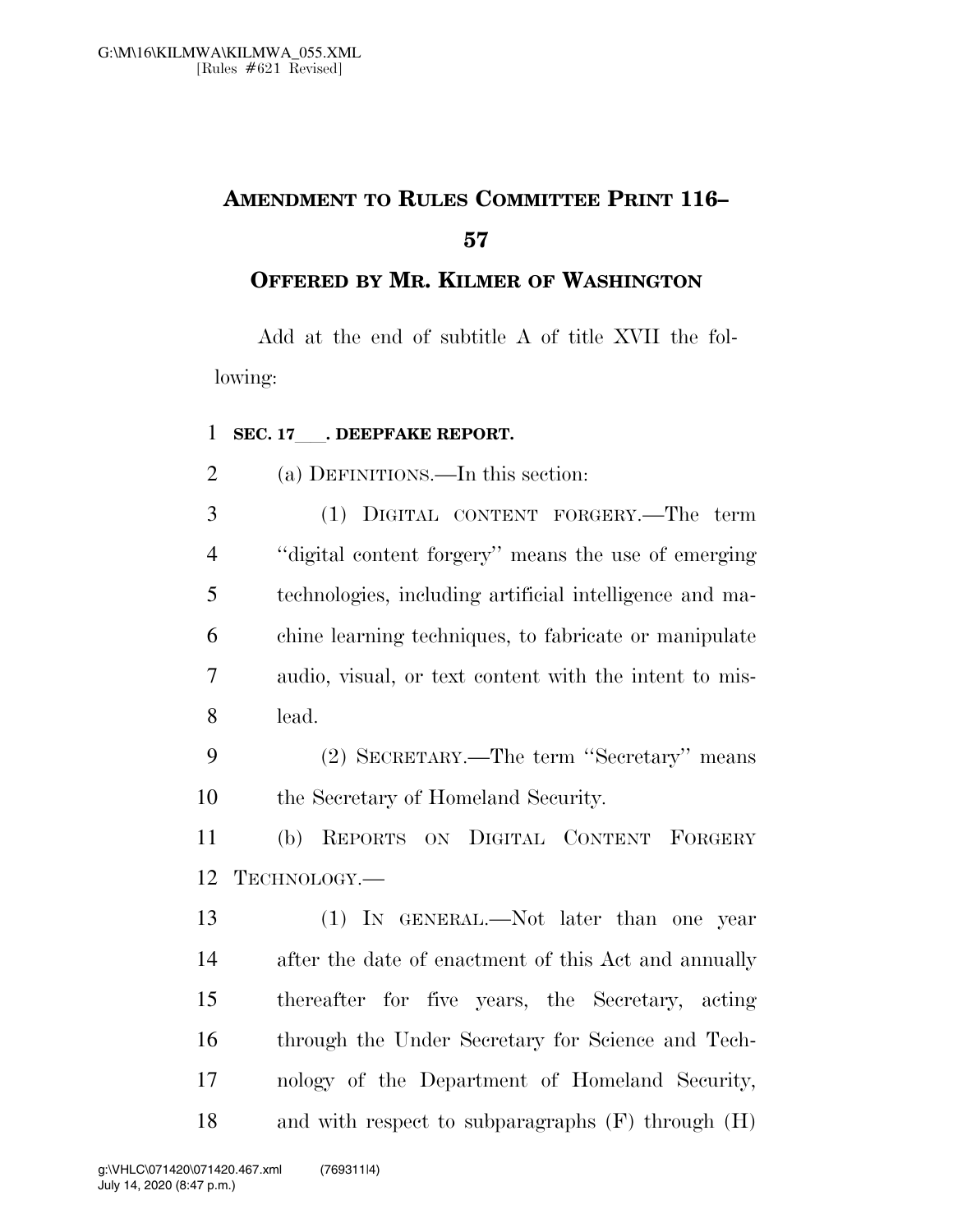# AMENDMENT TO RULES COMMITTEE PRINT 116–57

## OFFERED BY MR. KILMER OF WASHINGTON

Add at the end of subtitle A of title XVII the following:

**SEC. 17___. DEEPFAKE REPORT.**

(a) DEFINITIONS.—In this section:

(1) DIGITAL CONTENT FORGERY.—The term ''digital content forgery'' means the use of emerging technologies, including artificial intelligence and machine learning techniques, to fabricate or manipulate audio, visual, or text content with the intent to mislead.

(2) SECRETARY.—The term ''Secretary'' means the Secretary of Homeland Security.

(b) REPORTS ON DIGITAL CONTENT FORGERY TECHNOLOGY.—

(1) IN GENERAL.—Not later than one year after the date of enactment of this Act and annually thereafter for five years, the Secretary, acting through the Under Secretary for Science and Technology of the Department of Homeland Security, and with respect to subparagraphs (F) through (H)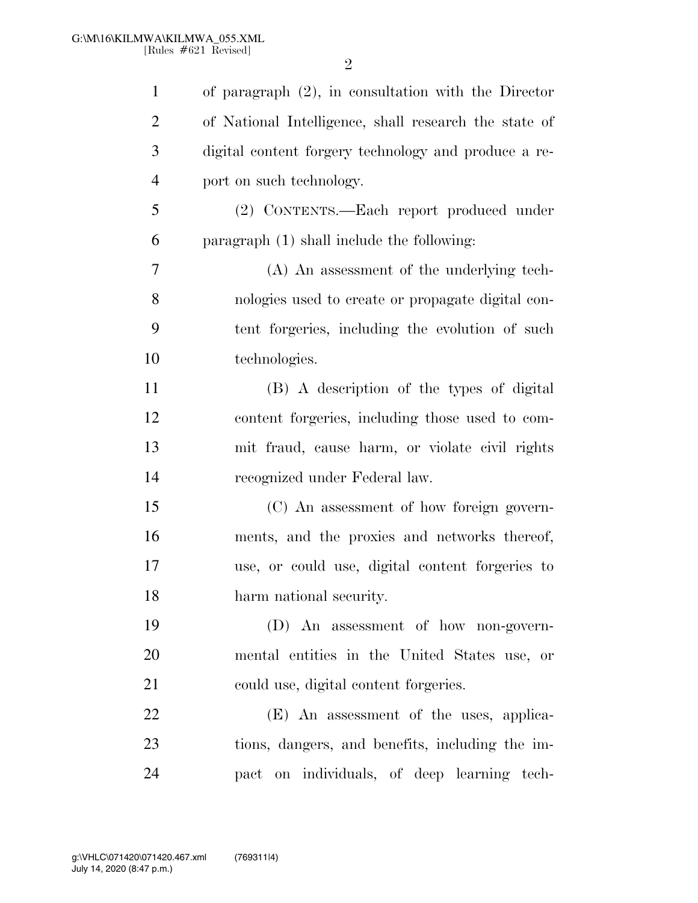of paragraph (2), in consultation with the Director of National Intelligence, shall research the state of digital content forgery technology and produce a report on such technology.

(2) CONTENTS.—Each report produced under paragraph (1) shall include the following:

(A) An assessment of the underlying technologies used to create or propagate digital content forgeries, including the evolution of such technologies.

(B) A description of the types of digital content forgeries, including those used to commit fraud, cause harm, or violate civil rights recognized under Federal law.

(C) An assessment of how foreign governments, and the proxies and networks thereof, use, or could use, digital content forgeries to harm national security.

(D) An assessment of how non-governmental entities in the United States use, or could use, digital content forgeries.

(E) An assessment of the uses, applications, dangers, and benefits, including the impact on individuals, of deep learning tech-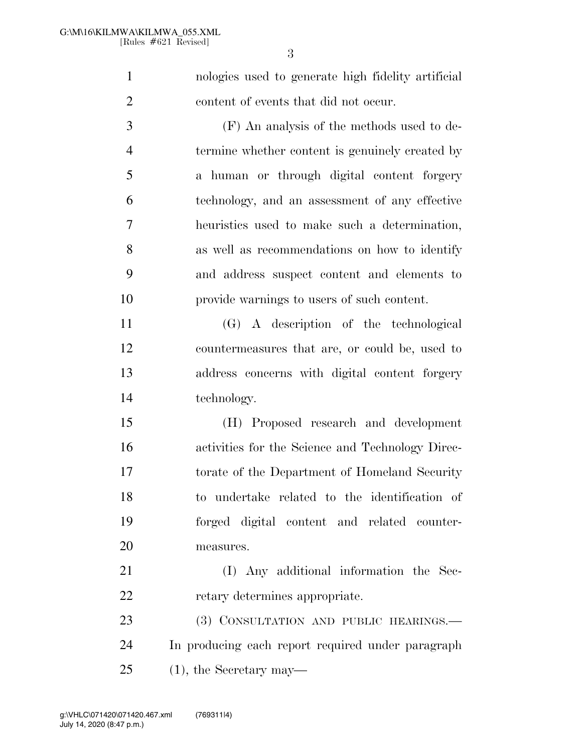nologies used to generate high fidelity artificial content of events that did not occur.

(F) An analysis of the methods used to determine whether content is genuinely created by a human or through digital content forgery technology, and an assessment of any effective heuristics used to make such a determination, as well as recommendations on how to identify and address suspect content and elements to provide warnings to users of such content.

(G) A description of the technological countermeasures that are, or could be, used to address concerns with digital content forgery technology.

(H) Proposed research and development activities for the Science and Technology Directorate of the Department of Homeland Security to undertake related to the identification of forged digital content and related countermeasures.

(I) Any additional information the Secretary determines appropriate.

(3) CONSULTATION AND PUBLIC HEARINGS.—In producing each report required under paragraph (1), the Secretary may—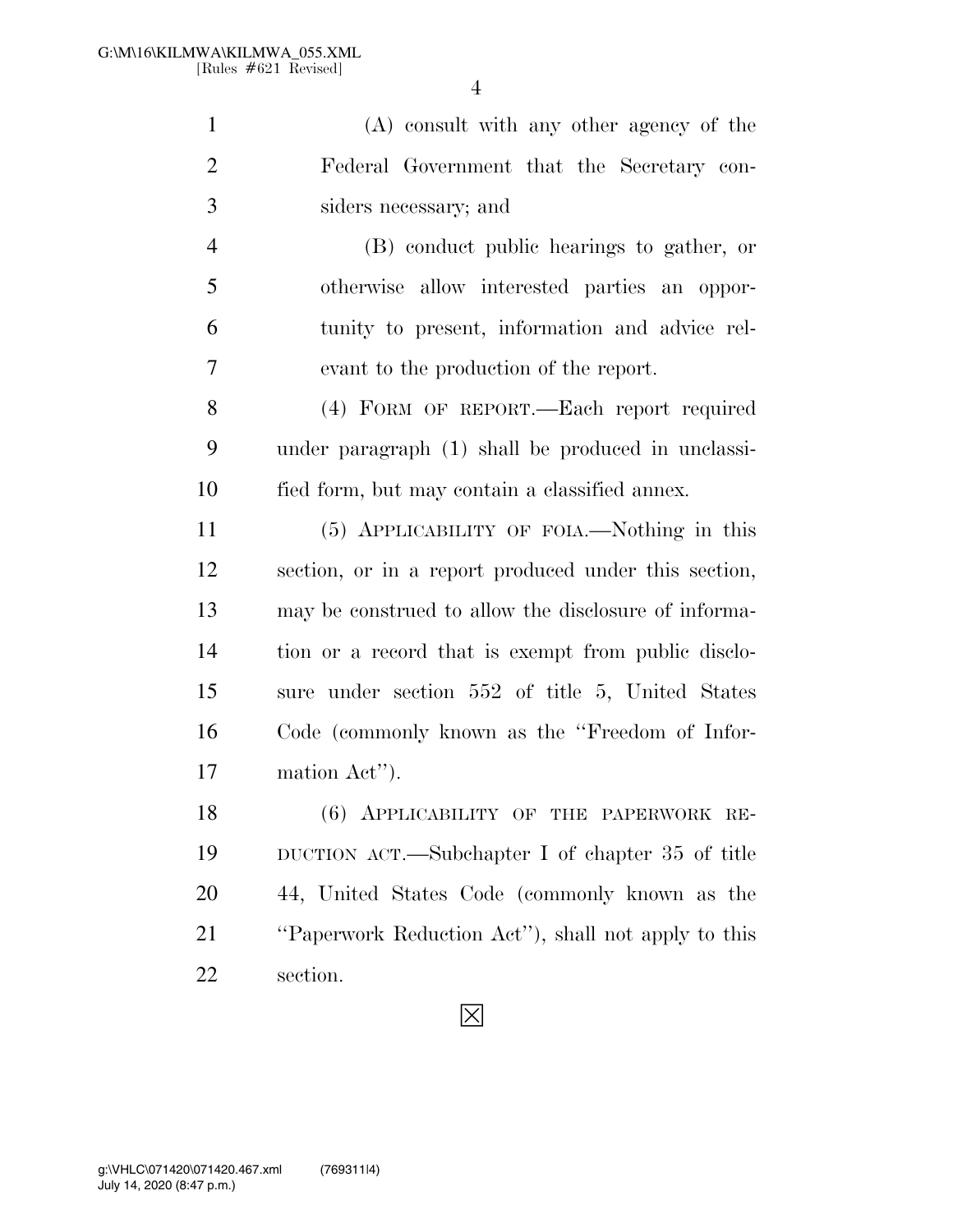(A) consult with any other agency of the Federal Government that the Secretary considers necessary; and

(B) conduct public hearings to gather, or otherwise allow interested parties an opportunity to present, information and advice relevant to the production of the report.

(4) FORM OF REPORT.—Each report required under paragraph (1) shall be produced in unclassified form, but may contain a classified annex.

(5) APPLICABILITY OF FOIA.—Nothing in this section, or in a report produced under this section, may be construed to allow the disclosure of information or a record that is exempt from public disclosure under section 552 of title 5, United States Code (commonly known as the "Freedom of Information Act").

(6) APPLICABILITY OF THE PAPERWORK REDUCTION ACT.—Subchapter I of chapter 35 of title 44, United States Code (commonly known as the "Paperwork Reduction Act"), shall not apply to this section.